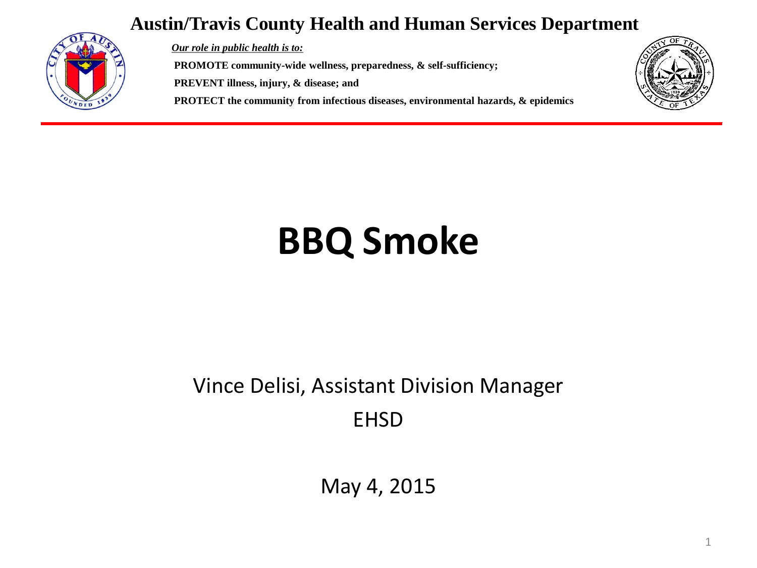**Austin/Travis County Health and Human Services Department**

***Our role in public health is to:***

**PROMOTE community-wide wellness, preparedness, & self-sufficiency;**

**PREVENT illness, injury, & disease; and**

**PROTECT the community from infectious diseases, environmental hazards, & epidemics**

# BBQ Smoke

Vince Delisi, Assistant Division Manager

EHSD

May 4, 2015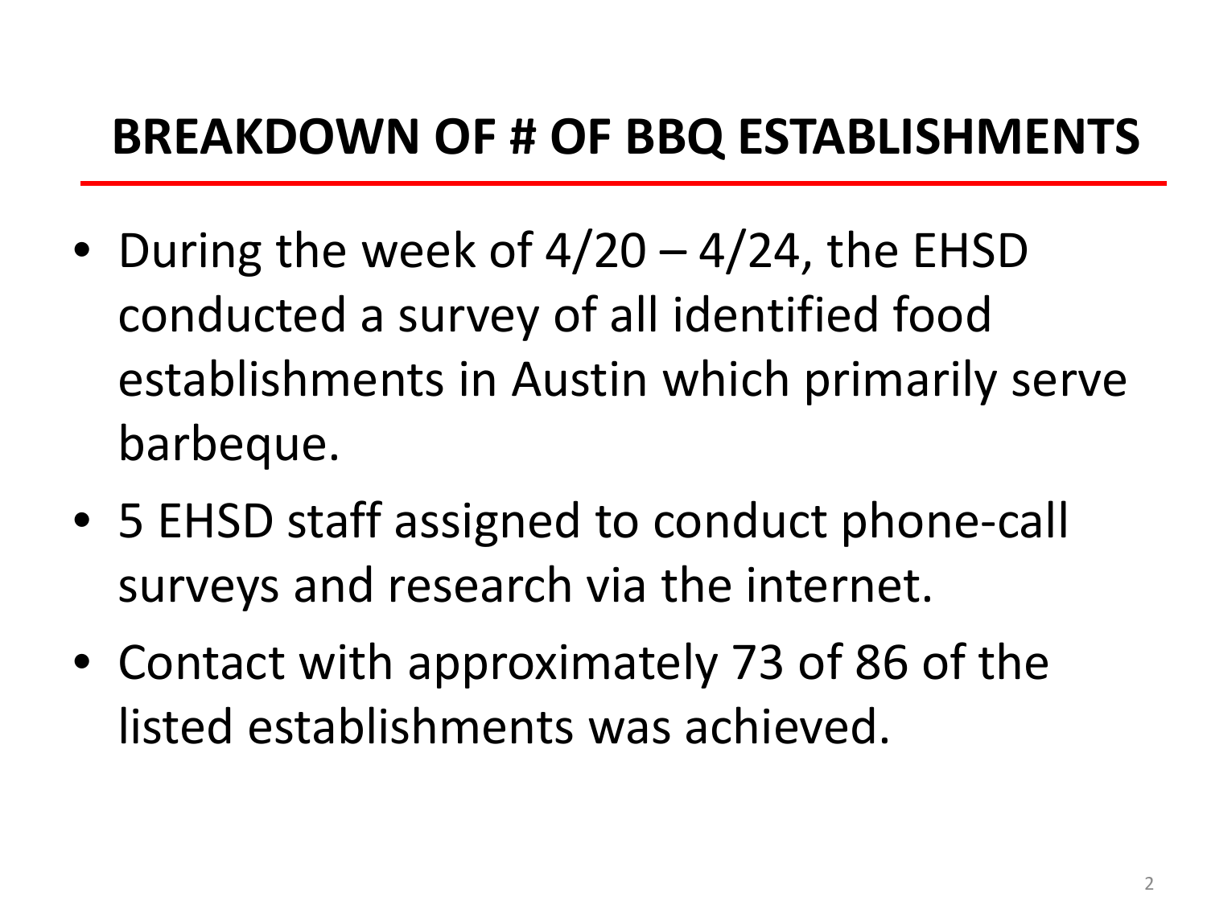# BREAKDOWN OF # OF BBQ ESTABLISHMENTS

- During the week of 4/20 – 4/24, the EHSD conducted a survey of all identified food establishments in Austin which primarily serve barbeque.
- 5 EHSD staff assigned to conduct phone-call surveys and research via the internet.
- Contact with approximately 73 of 86 of the listed establishments was achieved.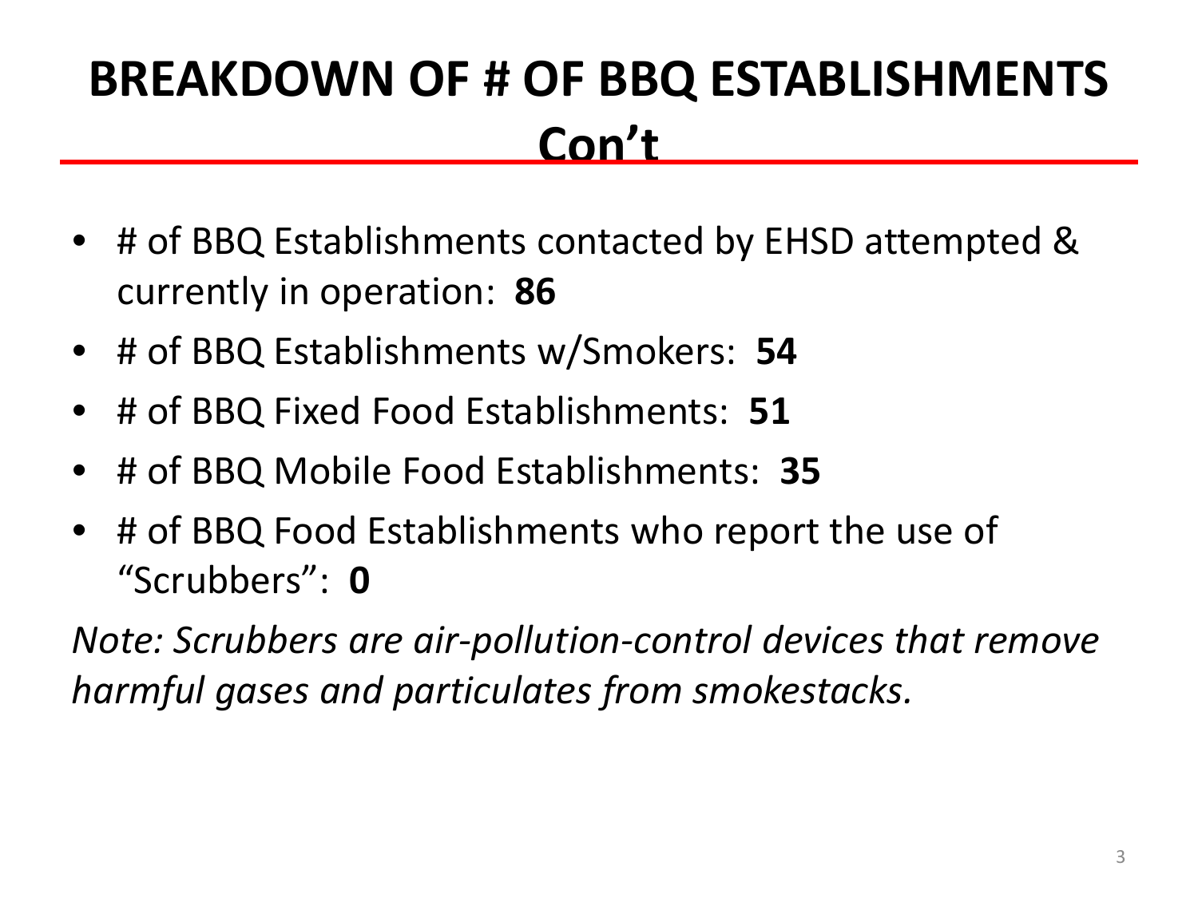# BREAKDOWN OF # OF BBQ ESTABLISHMENTS Con't

- # of BBQ Establishments contacted by EHSD attempted & currently in operation: **86**
- # of BBQ Establishments w/Smokers: **54**
- # of BBQ Fixed Food Establishments: **51**
- # of BBQ Mobile Food Establishments: **35**
- # of BBQ Food Establishments who report the use of "Scrubbers": **0**

*Note: Scrubbers are air-pollution-control devices that remove harmful gases and particulates from smokestacks.*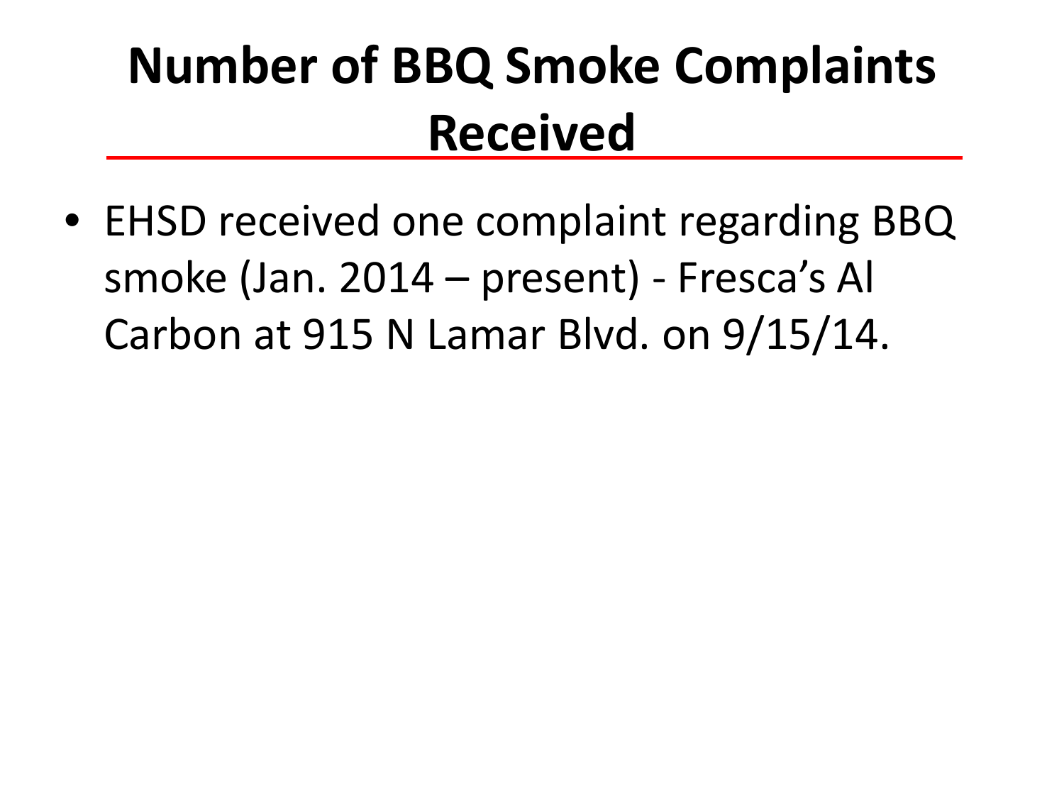# Number of BBQ Smoke Complaints Received

- EHSD received one complaint regarding BBQ smoke (Jan. 2014 – present) - Fresca's Al Carbon at 915 N Lamar Blvd. on 9/15/14.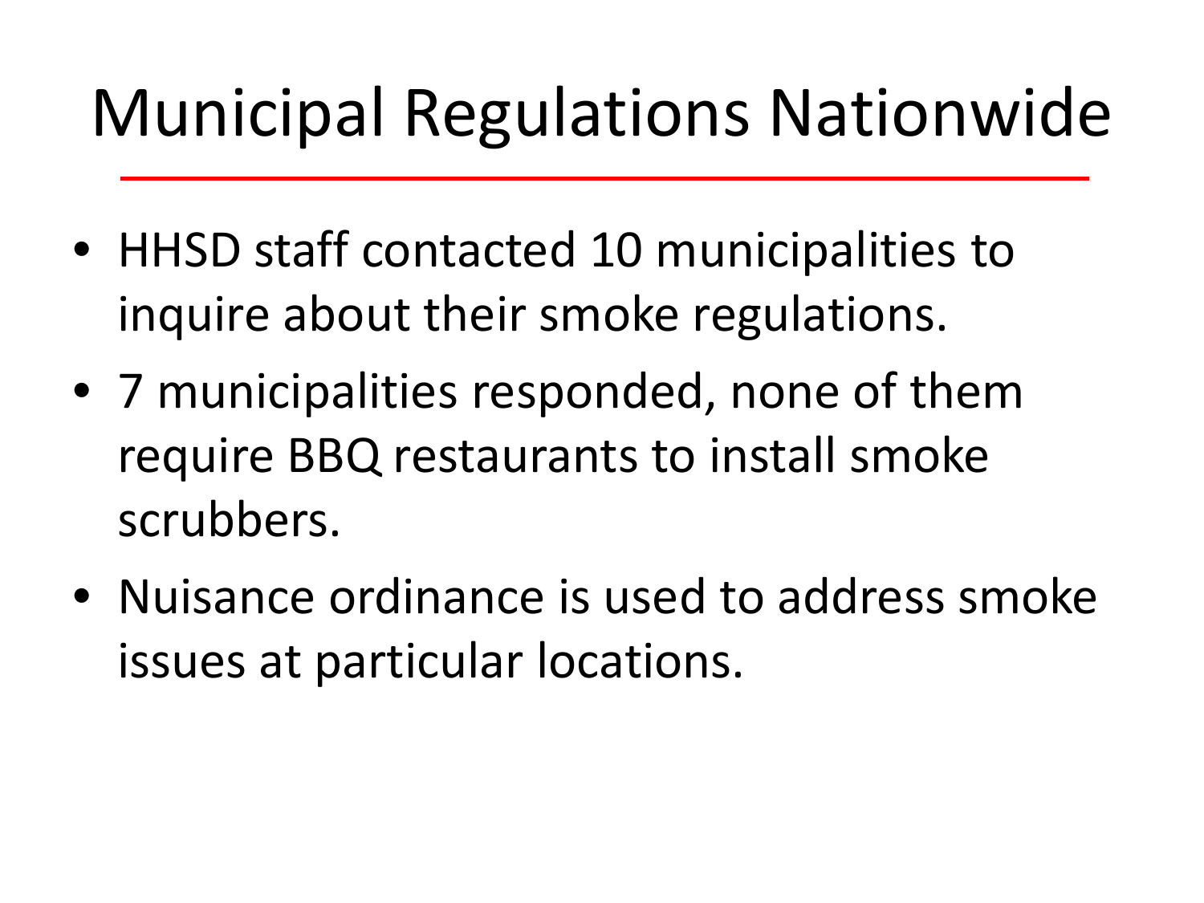# Municipal Regulations Nationwide

- HHSD staff contacted 10 municipalities to inquire about their smoke regulations.
- 7 municipalities responded, none of them require BBQ restaurants to install smoke scrubbers.
- Nuisance ordinance is used to address smoke issues at particular locations.